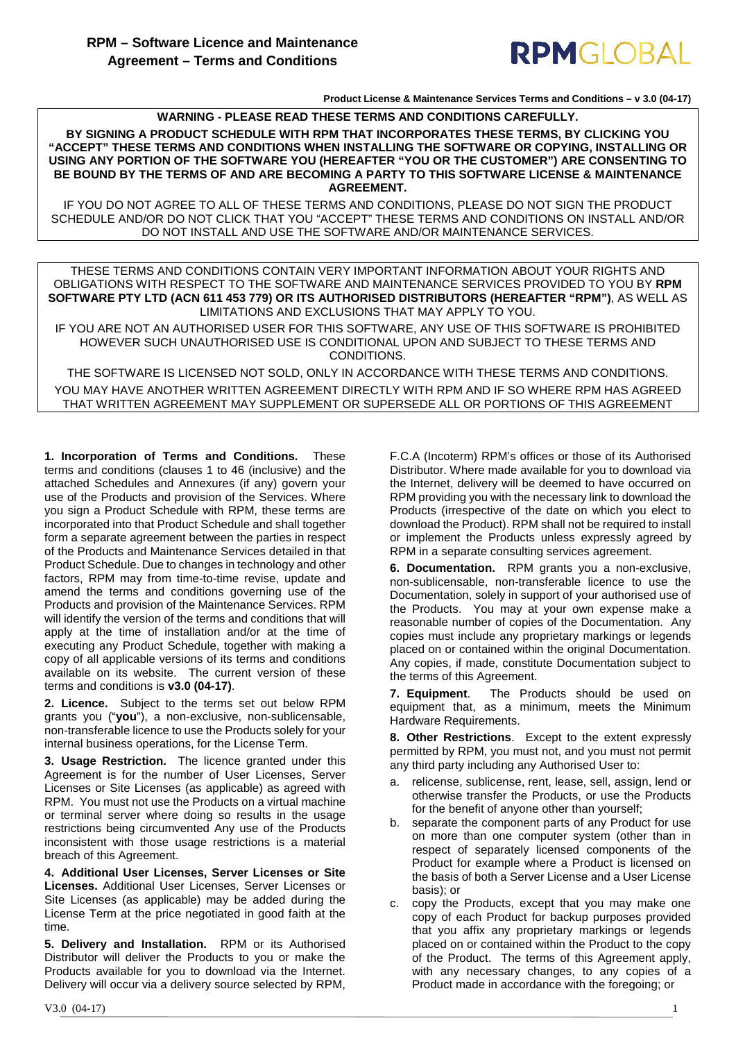# RPM – Software Licence and Maintenance Agreement – Terms and Conditions

RPMGLOBAL

**Product License & Maintenance Services Terms and Conditions – v 3.0 (04-17)**

**WARNING - PLEASE READ THESE TERMS AND CONDITIONS CAREFULLY.**

**BY SIGNING A PRODUCT SCHEDULE WITH RPM THAT INCORPORATES THESE TERMS, BY CLICKING YOU "ACCEPT" THESE TERMS AND CONDITIONS WHEN INSTALLING THE SOFTWARE OR COPYING, INSTALLING OR USING ANY PORTION OF THE SOFTWARE YOU (HEREAFTER "YOU OR THE CUSTOMER") ARE CONSENTING TO BE BOUND BY THE TERMS OF AND ARE BECOMING A PARTY TO THIS SOFTWARE LICENSE & MAINTENANCE AGREEMENT.**

IF YOU DO NOT AGREE TO ALL OF THESE TERMS AND CONDITIONS, PLEASE DO NOT SIGN THE PRODUCT SCHEDULE AND/OR DO NOT CLICK THAT YOU "ACCEPT" THESE TERMS AND CONDITIONS ON INSTALL AND/OR DO NOT INSTALL AND USE THE SOFTWARE AND/OR MAINTENANCE SERVICES.

THESE TERMS AND CONDITIONS CONTAIN VERY IMPORTANT INFORMATION ABOUT YOUR RIGHTS AND OBLIGATIONS WITH RESPECT TO THE SOFTWARE AND MAINTENANCE SERVICES PROVIDED TO YOU BY **RPM SOFTWARE PTY LTD (ACN 611 453 779) OR ITS AUTHORISED DISTRIBUTORS (HEREAFTER "RPM")**, AS WELL AS LIMITATIONS AND EXCLUSIONS THAT MAY APPLY TO YOU.

IF YOU ARE NOT AN AUTHORISED USER FOR THIS SOFTWARE, ANY USE OF THIS SOFTWARE IS PROHIBITED HOWEVER SUCH UNAUTHORISED USE IS CONDITIONAL UPON AND SUBJECT TO THESE TERMS AND CONDITIONS.

THE SOFTWARE IS LICENSED NOT SOLD, ONLY IN ACCORDANCE WITH THESE TERMS AND CONDITIONS.

YOU MAY HAVE ANOTHER WRITTEN AGREEMENT DIRECTLY WITH RPM AND IF SO WHERE RPM HAS AGREED THAT WRITTEN AGREEMENT MAY SUPPLEMENT OR SUPERSEDE ALL OR PORTIONS OF THIS AGREEMENT

**1. Incorporation of Terms and Conditions.** These terms and conditions (clauses 1 to 46 (inclusive) and the attached Schedules and Annexures (if any) govern your use of the Products and provision of the Services. Where you sign a Product Schedule with RPM, these terms are incorporated into that Product Schedule and shall together form a separate agreement between the parties in respect of the Products and Maintenance Services detailed in that Product Schedule. Due to changes in technology and other factors, RPM may from time-to-time revise, update and amend the terms and conditions governing use of the Products and provision of the Maintenance Services. RPM will identify the version of the terms and conditions that will apply at the time of installation and/or at the time of executing any Product Schedule, together with making a copy of all applicable versions of its terms and conditions available on its website. The current version of these terms and conditions is **v3.0 (04-17)**.

**2. Licence.** Subject to the terms set out below RPM grants you ("**you**"), a non-exclusive, non-sublicensable, non-transferable licence to use the Products solely for your internal business operations, for the License Term.

**3. Usage Restriction.** The licence granted under this Agreement is for the number of User Licenses, Server Licenses or Site Licenses (as applicable) as agreed with RPM. You must not use the Products on a virtual machine or terminal server where doing so results in the usage restrictions being circumvented Any use of the Products inconsistent with those usage restrictions is a material breach of this Agreement.

**4. Additional User Licenses, Server Licenses or Site Licenses.** Additional User Licenses, Server Licenses or Site Licenses (as applicable) may be added during the License Term at the price negotiated in good faith at the time.

**5. Delivery and Installation.** RPM or its Authorised Distributor will deliver the Products to you or make the Products available for you to download via the Internet. Delivery will occur via a delivery source selected by RPM, F.C.A (Incoterm) RPM's offices or those of its Authorised Distributor. Where made available for you to download via the Internet, delivery will be deemed to have occurred on RPM providing you with the necessary link to download the Products (irrespective of the date on which you elect to download the Product). RPM shall not be required to install or implement the Products unless expressly agreed by RPM in a separate consulting services agreement.

**6. Documentation.** RPM grants you a non-exclusive, non-sublicensable, non-transferable licence to use the Documentation, solely in support of your authorised use of the Products. You may at your own expense make a reasonable number of copies of the Documentation. Any copies must include any proprietary markings or legends placed on or contained within the original Documentation. Any copies, if made, constitute Documentation subject to the terms of this Agreement.

**7. Equipment**. The Products should be used on equipment that, as a minimum, meets the Minimum Hardware Requirements.

**8. Other Restrictions**. Except to the extent expressly permitted by RPM, you must not, and you must not permit any third party including any Authorised User to:

a. relicense, sublicense, rent, lease, sell, assign, lend or otherwise transfer the Products, or use the Products for the benefit of anyone other than yourself;

b. separate the component parts of any Product for use on more than one computer system (other than in respect of separately licensed components of the Product for example where a Product is licensed on the basis of both a Server License and a User License basis); or

c. copy the Products, except that you may make one copy of each Product for backup purposes provided that you affix any proprietary markings or legends placed on or contained within the Product to the copy of the Product. The terms of this Agreement apply, with any necessary changes, to any copies of a Product made in accordance with the foregoing; or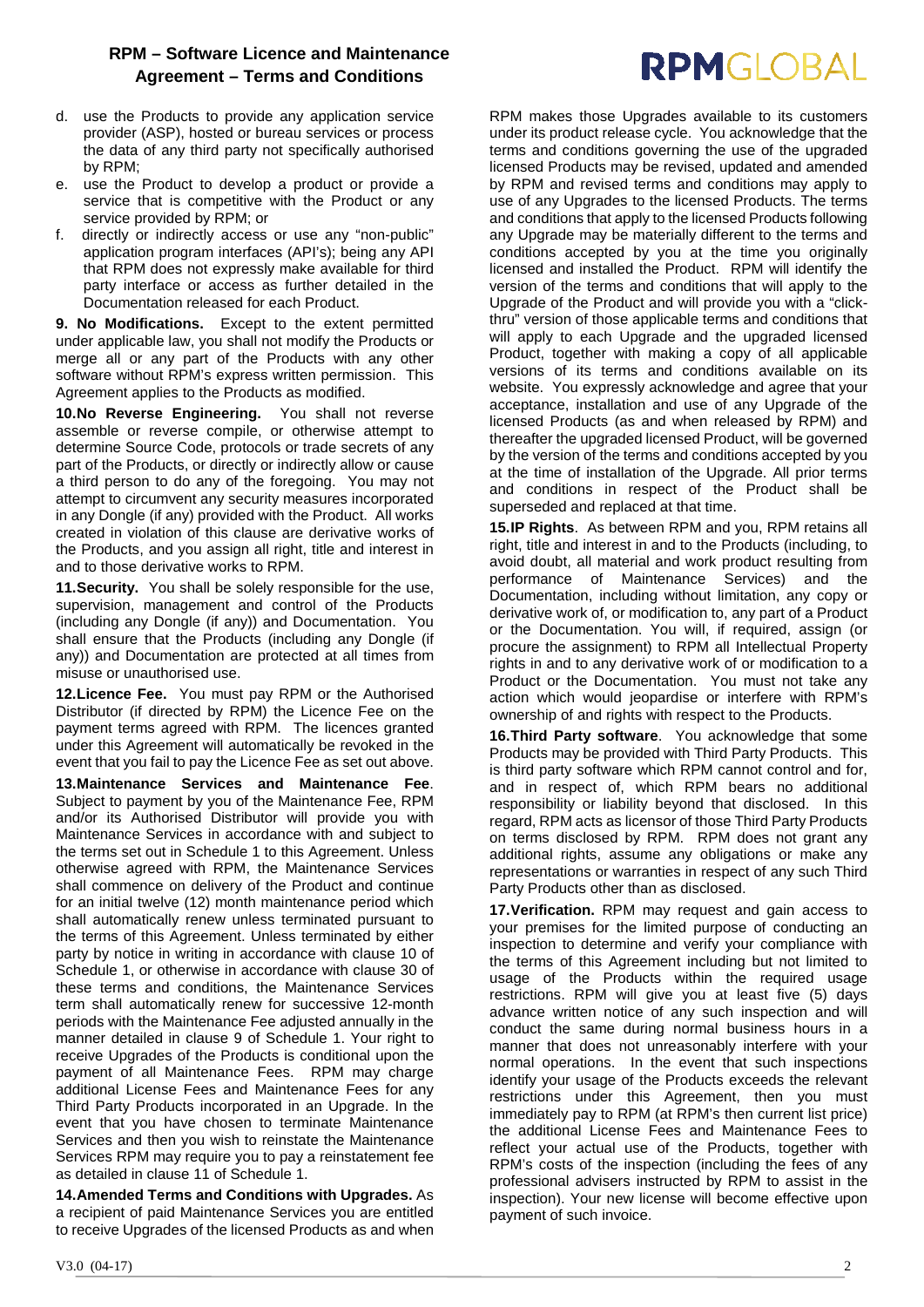d. use the Products to provide any application service provider (ASP), hosted or bureau services or process the data of any third party not specifically authorised by RPM;

e. use the Product to develop a product or provide a service that is competitive with the Product or any service provided by RPM; or

f. directly or indirectly access or use any "non-public" application program interfaces (API's); being any API that RPM does not expressly make available for third party interface or access as further detailed in the Documentation released for each Product.

**9. No Modifications.** Except to the extent permitted under applicable law, you shall not modify the Products or merge all or any part of the Products with any other software without RPM's express written permission. This Agreement applies to the Products as modified.

**10.No Reverse Engineering.** You shall not reverse assemble or reverse compile, or otherwise attempt to determine Source Code, protocols or trade secrets of any part of the Products, or directly or indirectly allow or cause a third person to do any of the foregoing. You may not attempt to circumvent any security measures incorporated in any Dongle (if any) provided with the Product. All works created in violation of this clause are derivative works of the Products, and you assign all right, title and interest in and to those derivative works to RPM.

**11.Security.** You shall be solely responsible for the use, supervision, management and control of the Products (including any Dongle (if any)) and Documentation. You shall ensure that the Products (including any Dongle (if any)) and Documentation are protected at all times from misuse or unauthorised use.

**12.Licence Fee.** You must pay RPM or the Authorised Distributor (if directed by RPM) the Licence Fee on the payment terms agreed with RPM. The licences granted under this Agreement will automatically be revoked in the event that you fail to pay the Licence Fee as set out above.

**13.Maintenance Services and Maintenance Fee**. Subject to payment by you of the Maintenance Fee, RPM and/or its Authorised Distributor will provide you with Maintenance Services in accordance with and subject to the terms set out in Schedule 1 to this Agreement. Unless otherwise agreed with RPM, the Maintenance Services shall commence on delivery of the Product and continue for an initial twelve (12) month maintenance period which shall automatically renew unless terminated pursuant to the terms of this Agreement. Unless terminated by either party by notice in writing in accordance with clause 10 of Schedule 1, or otherwise in accordance with clause 30 of these terms and conditions, the Maintenance Services term shall automatically renew for successive 12-month periods with the Maintenance Fee adjusted annually in the manner detailed in clause 9 of Schedule 1. Your right to receive Upgrades of the Products is conditional upon the payment of all Maintenance Fees. RPM may charge additional License Fees and Maintenance Fees for any Third Party Products incorporated in an Upgrade. In the event that you have chosen to terminate Maintenance Services and then you wish to reinstate the Maintenance Services RPM may require you to pay a reinstatement fee as detailed in clause 11 of Schedule 1.

**14.Amended Terms and Conditions with Upgrades.** As a recipient of paid Maintenance Services you are entitled to receive Upgrades of the licensed Products as and when RPM makes those Upgrades available to its customers under its product release cycle. You acknowledge that the terms and conditions governing the use of the upgraded licensed Products may be revised, updated and amended by RPM and revised terms and conditions may apply to use of any Upgrades to the licensed Products. The terms and conditions that apply to the licensed Products following any Upgrade may be materially different to the terms and conditions accepted by you at the time you originally licensed and installed the Product. RPM will identify the version of the terms and conditions that will apply to the Upgrade of the Product and will provide you with a "click-thru" version of those applicable terms and conditions that will apply to each Upgrade and the upgraded licensed Product, together with making a copy of all applicable versions of its terms and conditions available on its website. You expressly acknowledge and agree that your acceptance, installation and use of any Upgrade of the licensed Products (as and when released by RPM) and thereafter the upgraded licensed Product, will be governed by the version of the terms and conditions accepted by you at the time of installation of the Upgrade. All prior terms and conditions in respect of the Product shall be superseded and replaced at that time.

**15.IP Rights**. As between RPM and you, RPM retains all right, title and interest in and to the Products (including, to avoid doubt, all material and work product resulting from performance of Maintenance Services) and the Documentation, including without limitation, any copy or derivative work of, or modification to, any part of a Product or the Documentation. You will, if required, assign (or procure the assignment) to RPM all Intellectual Property rights in and to any derivative work of or modification to a Product or the Documentation. You must not take any action which would jeopardise or interfere with RPM's ownership of and rights with respect to the Products.

**16.Third Party software**. You acknowledge that some Products may be provided with Third Party Products. This is third party software which RPM cannot control and for, and in respect of, which RPM bears no additional responsibility or liability beyond that disclosed. In this regard, RPM acts as licensor of those Third Party Products on terms disclosed by RPM. RPM does not grant any additional rights, assume any obligations or make any representations or warranties in respect of any such Third Party Products other than as disclosed.

**17.Verification.** RPM may request and gain access to your premises for the limited purpose of conducting an inspection to determine and verify your compliance with the terms of this Agreement including but not limited to usage of the Products within the required usage restrictions. RPM will give you at least five (5) days advance written notice of any such inspection and will conduct the same during normal business hours in a manner that does not unreasonably interfere with your normal operations. In the event that such inspections identify your usage of the Products exceeds the relevant restrictions under this Agreement, then you must immediately pay to RPM (at RPM's then current list price) the additional License Fees and Maintenance Fees to reflect your actual use of the Products, together with RPM's costs of the inspection (including the fees of any professional advisers instructed by RPM to assist in the inspection). Your new license will become effective upon payment of such invoice.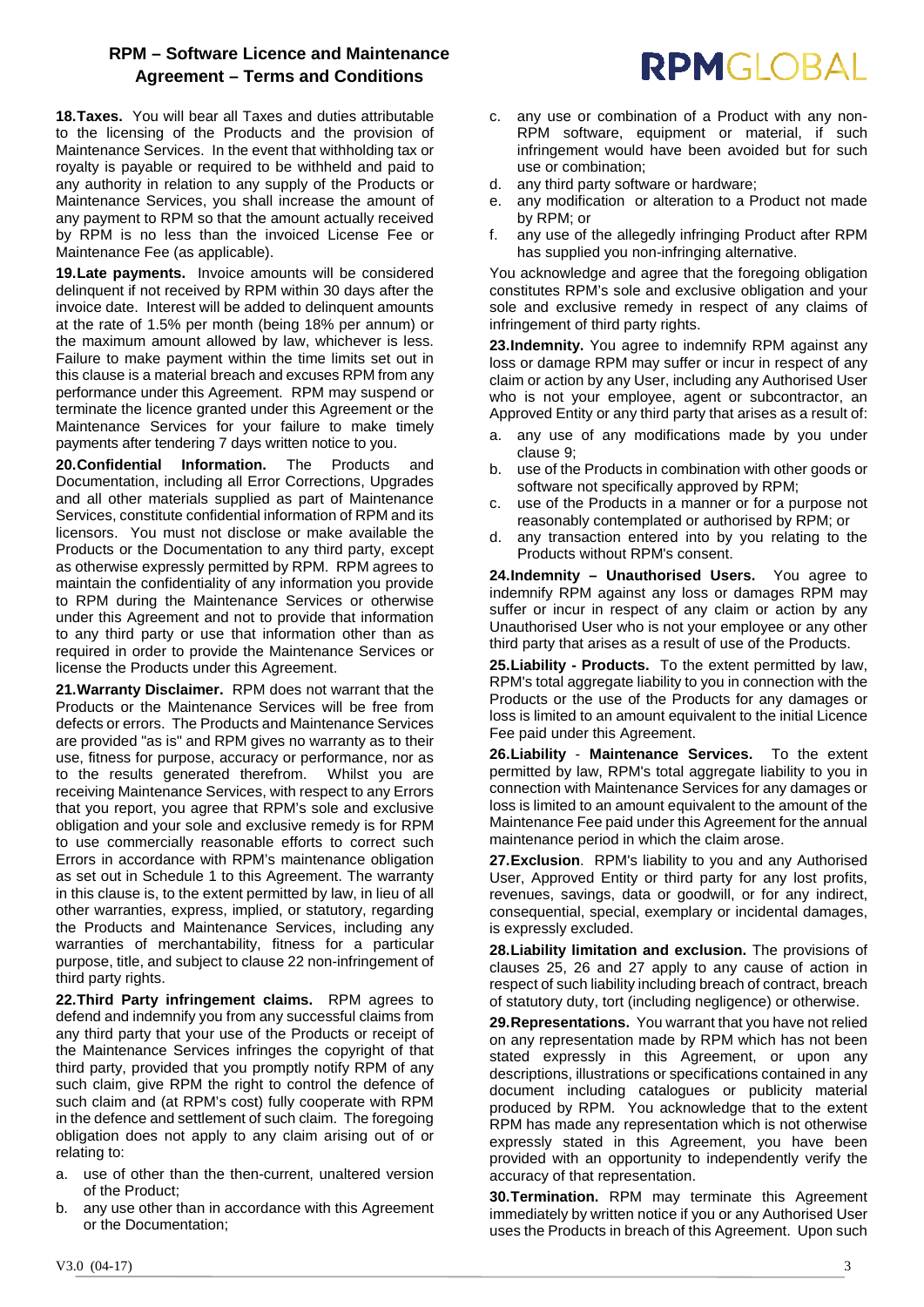**18. Taxes.** You will bear all Taxes and duties attributable to the licensing of the Products and the provision of Maintenance Services. In the event that withholding tax or royalty is payable or required to be withheld and paid to any authority in relation to any supply of the Products or Maintenance Services, you shall increase the amount of any payment to RPM so that the amount actually received by RPM is no less than the invoiced License Fee or Maintenance Fee (as applicable).

**19. Late payments.** Invoice amounts will be considered delinquent if not received by RPM within 30 days after the invoice date. Interest will be added to delinquent amounts at the rate of 1.5% per month (being 18% per annum) or the maximum amount allowed by law, whichever is less. Failure to make payment within the time limits set out in this clause is a material breach and excuses RPM from any performance under this Agreement. RPM may suspend or terminate the licence granted under this Agreement or the Maintenance Services for your failure to make timely payments after tendering 7 days written notice to you.

**20. Confidential Information.** The Products and Documentation, including all Error Corrections, Upgrades and all other materials supplied as part of Maintenance Services, constitute confidential information of RPM and its licensors. You must not disclose or make available the Products or the Documentation to any third party, except as otherwise expressly permitted by RPM. RPM agrees to maintain the confidentiality of any information you provide to RPM during the Maintenance Services or otherwise under this Agreement and not to provide that information to any third party or use that information other than as required in order to provide the Maintenance Services or license the Products under this Agreement.

**21. Warranty Disclaimer.** RPM does not warrant that the Products or the Maintenance Services will be free from defects or errors. The Products and Maintenance Services are provided "as is" and RPM gives no warranty as to their use, fitness for purpose, accuracy or performance, nor as to the results generated therefrom. Whilst you are receiving Maintenance Services, with respect to any Errors that you report, you agree that RPM's sole and exclusive obligation and your sole and exclusive remedy is for RPM to use commercially reasonable efforts to correct such Errors in accordance with RPM's maintenance obligation as set out in Schedule 1 to this Agreement. The warranty in this clause is, to the extent permitted by law, in lieu of all other warranties, express, implied, or statutory, regarding the Products and Maintenance Services, including any warranties of merchantability, fitness for a particular purpose, title, and subject to clause 22 non-infringement of third party rights.

**22. Third Party infringement claims.** RPM agrees to defend and indemnify you from any successful claims from any third party that your use of the Products or receipt of the Maintenance Services infringes the copyright of that third party, provided that you promptly notify RPM of any such claim, give RPM the right to control the defence of such claim and (at RPM's cost) fully cooperate with RPM in the defence and settlement of such claim. The foregoing obligation does not apply to any claim arising out of or relating to:

a. use of other than the then-current, unaltered version of the Product;
b. any use other than in accordance with this Agreement or the Documentation;
c. any use or combination of a Product with any non-RPM software, equipment or material, if such infringement would have been avoided but for such use or combination;
d. any third party software or hardware;
e. any modification or alteration to a Product not made by RPM; or
f. any use of the allegedly infringing Product after RPM has supplied you non-infringing alternative.

You acknowledge and agree that the foregoing obligation constitutes RPM's sole and exclusive obligation and your sole and exclusive remedy in respect of any claims of infringement of third party rights.

**23. Indemnity.** You agree to indemnify RPM against any loss or damage RPM may suffer or incur in respect of any claim or action by any User, including any Authorised User who is not your employee, agent or subcontractor, an Approved Entity or any third party that arises as a result of:

a. any use of any modifications made by you under clause 9;
b. use of the Products in combination with other goods or software not specifically approved by RPM;
c. use of the Products in a manner or for a purpose not reasonably contemplated or authorised by RPM; or
d. any transaction entered into by you relating to the Products without RPM's consent.

**24. Indemnity – Unauthorised Users.** You agree to indemnify RPM against any loss or damages RPM may suffer or incur in respect of any claim or action by any Unauthorised User who is not your employee or any other third party that arises as a result of use of the Products.

**25. Liability - Products.** To the extent permitted by law, RPM's total aggregate liability to you in connection with the Products or the use of the Products for any damages or loss is limited to an amount equivalent to the initial Licence Fee paid under this Agreement.

**26. Liability - Maintenance Services.** To the extent permitted by law, RPM's total aggregate liability to you in connection with Maintenance Services for any damages or loss is limited to an amount equivalent to the amount of the Maintenance Fee paid under this Agreement for the annual maintenance period in which the claim arose.

**27. Exclusion.** RPM's liability to you and any Authorised User, Approved Entity or third party for any lost profits, revenues, savings, data or goodwill, or for any indirect, consequential, special, exemplary or incidental damages, is expressly excluded.

**28. Liability limitation and exclusion.** The provisions of clauses 25, 26 and 27 apply to any cause of action in respect of such liability including breach of contract, breach of statutory duty, tort (including negligence) or otherwise.

**29. Representations.** You warrant that you have not relied on any representation made by RPM which has not been stated expressly in this Agreement, or upon any descriptions, illustrations or specifications contained in any document including catalogues or publicity material produced by RPM. You acknowledge that to the extent RPM has made any representation which is not otherwise expressly stated in this Agreement, you have been provided with an opportunity to independently verify the accuracy of that representation.

**30. Termination.** RPM may terminate this Agreement immediately by written notice if you or any Authorised User uses the Products in breach of this Agreement. Upon such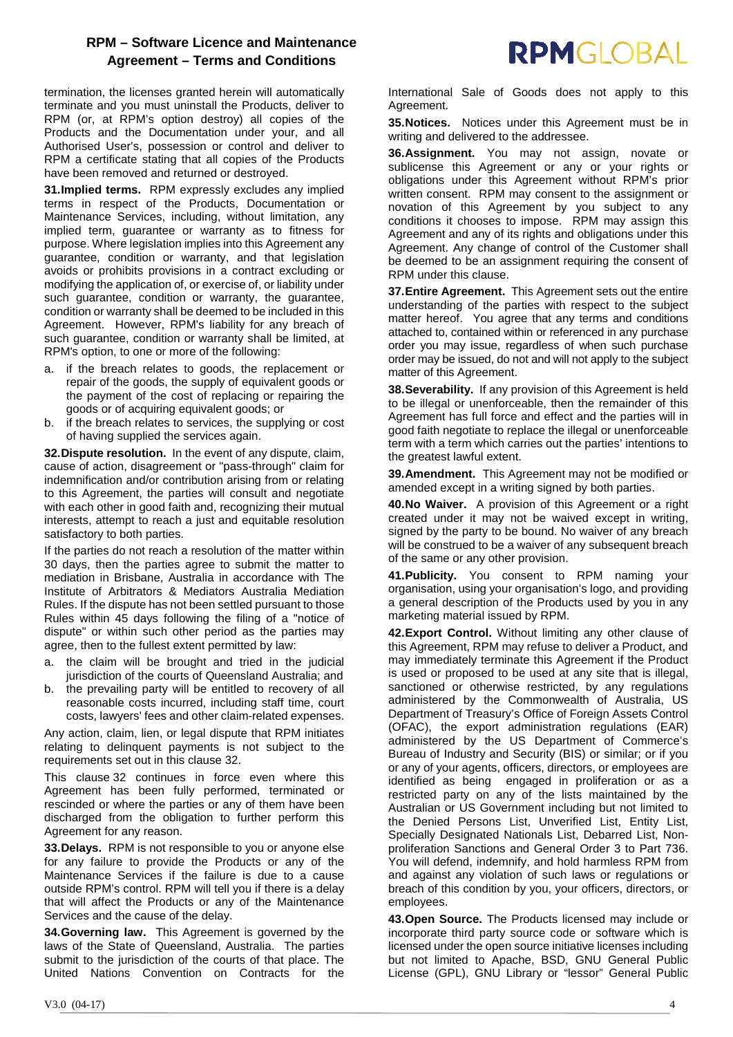termination, the licenses granted herein will automatically terminate and you must uninstall the Products, deliver to RPM (or, at RPM's option destroy) all copies of the Products and the Documentation under your, and all Authorised User's, possession or control and deliver to RPM a certificate stating that all copies of the Products have been removed and returned or destroyed.

**31.Implied terms.** RPM expressly excludes any implied terms in respect of the Products, Documentation or Maintenance Services, including, without limitation, any implied term, guarantee or warranty as to fitness for purpose. Where legislation implies into this Agreement any guarantee, condition or warranty, and that legislation avoids or prohibits provisions in a contract excluding or modifying the application of, or exercise of, or liability under such guarantee, condition or warranty, the guarantee, condition or warranty shall be deemed to be included in this Agreement. However, RPM's liability for any breach of such guarantee, condition or warranty shall be limited, at RPM's option, to one or more of the following:

a. if the breach relates to goods, the replacement or repair of the goods, the supply of equivalent goods or the payment of the cost of replacing or repairing the goods or of acquiring equivalent goods; or
b. if the breach relates to services, the supplying or cost of having supplied the services again.

**32.Dispute resolution.** In the event of any dispute, claim, cause of action, disagreement or "pass-through" claim for indemnification and/or contribution arising from or relating to this Agreement, the parties will consult and negotiate with each other in good faith and, recognizing their mutual interests, attempt to reach a just and equitable resolution satisfactory to both parties.

If the parties do not reach a resolution of the matter within 30 days, then the parties agree to submit the matter to mediation in Brisbane, Australia in accordance with The Institute of Arbitrators & Mediators Australia Mediation Rules. If the dispute has not been settled pursuant to those Rules within 45 days following the filing of a "notice of dispute" or within such other period as the parties may agree, then to the fullest extent permitted by law:

a. the claim will be brought and tried in the judicial jurisdiction of the courts of Queensland Australia; and
b. the prevailing party will be entitled to recovery of all reasonable costs incurred, including staff time, court costs, lawyers' fees and other claim-related expenses.

Any action, claim, lien, or legal dispute that RPM initiates relating to delinquent payments is not subject to the requirements set out in this clause 32.

This clause 32 continues in force even where this Agreement has been fully performed, terminated or rescinded or where the parties or any of them have been discharged from the obligation to further perform this Agreement for any reason.

**33.Delays.** RPM is not responsible to you or anyone else for any failure to provide the Products or any of the Maintenance Services if the failure is due to a cause outside RPM's control. RPM will tell you if there is a delay that will affect the Products or any of the Maintenance Services and the cause of the delay.

**34.Governing law.** This Agreement is governed by the laws of the State of Queensland, Australia. The parties submit to the jurisdiction of the courts of that place. The United Nations Convention on Contracts for the International Sale of Goods does not apply to this Agreement.

**35.Notices.** Notices under this Agreement must be in writing and delivered to the addressee.

**36.Assignment.** You may not assign, novate or sublicense this Agreement or any or your rights or obligations under this Agreement without RPM's prior written consent. RPM may consent to the assignment or novation of this Agreement by you subject to any conditions it chooses to impose. RPM may assign this Agreement and any of its rights and obligations under this Agreement. Any change of control of the Customer shall be deemed to be an assignment requiring the consent of RPM under this clause.

**37.Entire Agreement.** This Agreement sets out the entire understanding of the parties with respect to the subject matter hereof. You agree that any terms and conditions attached to, contained within or referenced in any purchase order you may issue, regardless of when such purchase order may be issued, do not and will not apply to the subject matter of this Agreement.

**38.Severability.** If any provision of this Agreement is held to be illegal or unenforceable, then the remainder of this Agreement has full force and effect and the parties will in good faith negotiate to replace the illegal or unenforceable term with a term which carries out the parties' intentions to the greatest lawful extent.

**39.Amendment.** This Agreement may not be modified or amended except in a writing signed by both parties.

**40.No Waiver.** A provision of this Agreement or a right created under it may not be waived except in writing, signed by the party to be bound. No waiver of any breach will be construed to be a waiver of any subsequent breach of the same or any other provision.

**41.Publicity.** You consent to RPM naming your organisation, using your organisation's logo, and providing a general description of the Products used by you in any marketing material issued by RPM.

**42.Export Control.** Without limiting any other clause of this Agreement, RPM may refuse to deliver a Product, and may immediately terminate this Agreement if the Product is used or proposed to be used at any site that is illegal, sanctioned or otherwise restricted, by any regulations administered by the Commonwealth of Australia, US Department of Treasury's Office of Foreign Assets Control (OFAC), the export administration regulations (EAR) administered by the US Department of Commerce's Bureau of Industry and Security (BIS) or similar; or if you or any of your agents, officers, directors, or employees are identified as being engaged in proliferation or as a restricted party on any of the lists maintained by the Australian or US Government including but not limited to the Denied Persons List, Unverified List, Entity List, Specially Designated Nationals List, Debarred List, Non-proliferation Sanctions and General Order 3 to Part 736. You will defend, indemnify, and hold harmless RPM from and against any violation of such laws or regulations or breach of this condition by you, your officers, directors, or employees.

**43.Open Source.** The Products licensed may include or incorporate third party source code or software which is licensed under the open source initiative licenses including but not limited to Apache, BSD, GNU General Public License (GPL), GNU Library or "lessor" General Public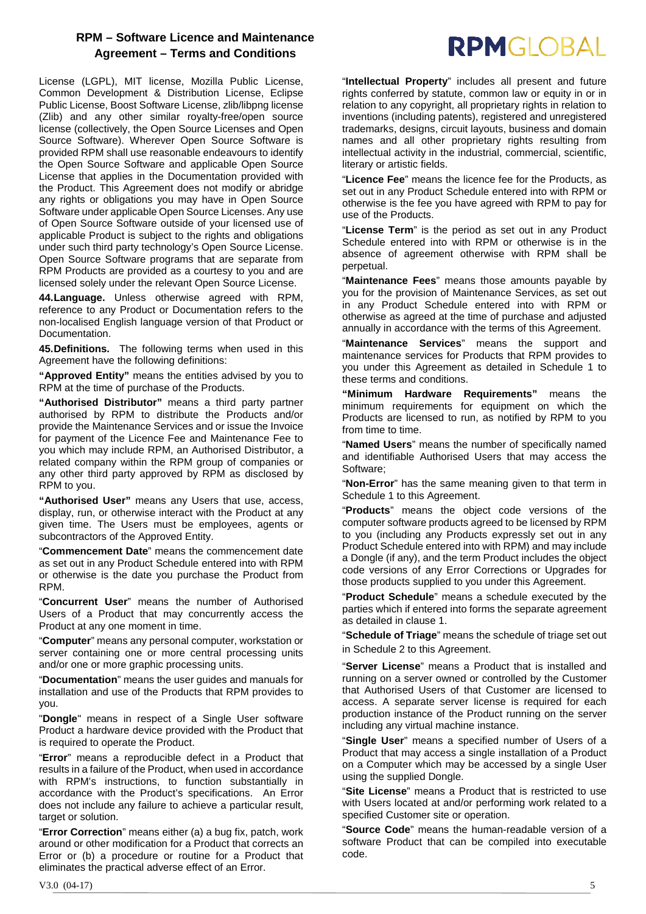License (LGPL), MIT license, Mozilla Public License, Common Development & Distribution License, Eclipse Public License, Boost Software License, zlib/libpng license (Zlib) and any other similar royalty-free/open source license (collectively, the Open Source Licenses and Open Source Software). Wherever Open Source Software is provided RPM shall use reasonable endeavours to identify the Open Source Software and applicable Open Source License that applies in the Documentation provided with the Product. This Agreement does not modify or abridge any rights or obligations you may have in Open Source Software under applicable Open Source Licenses. Any use of Open Source Software outside of your licensed use of applicable Product is subject to the rights and obligations under such third party technology's Open Source License. Open Source Software programs that are separate from RPM Products are provided as a courtesy to you and are licensed solely under the relevant Open Source License.

**44.Language.** Unless otherwise agreed with RPM, reference to any Product or Documentation refers to the non-localised English language version of that Product or Documentation.

**45.Definitions.** The following terms when used in this Agreement have the following definitions:

**"Approved Entity"** means the entities advised by you to RPM at the time of purchase of the Products.

**"Authorised Distributor"** means a third party partner authorised by RPM to distribute the Products and/or provide the Maintenance Services and or issue the Invoice for payment of the Licence Fee and Maintenance Fee to you which may include RPM, an Authorised Distributor, a related company within the RPM group of companies or any other third party approved by RPM as disclosed by RPM to you.

**"Authorised User"** means any Users that use, access, display, run, or otherwise interact with the Product at any given time. The Users must be employees, agents or subcontractors of the Approved Entity.

"**Commencement Date**" means the commencement date as set out in any Product Schedule entered into with RPM or otherwise is the date you purchase the Product from RPM.

"**Concurrent User**" means the number of Authorised Users of a Product that may concurrently access the Product at any one moment in time.

"**Computer**" means any personal computer, workstation or server containing one or more central processing units and/or one or more graphic processing units.

"**Documentation**" means the user guides and manuals for installation and use of the Products that RPM provides to you.

"**Dongle**" means in respect of a Single User software Product a hardware device provided with the Product that is required to operate the Product.

"**Error**" means a reproducible defect in a Product that results in a failure of the Product, when used in accordance with RPM's instructions, to function substantially in accordance with the Product's specifications. An Error does not include any failure to achieve a particular result, target or solution.

"**Error Correction**" means either (a) a bug fix, patch, work around or other modification for a Product that corrects an Error or (b) a procedure or routine for a Product that eliminates the practical adverse effect of an Error.

"**Intellectual Property**" includes all present and future rights conferred by statute, common law or equity in or in relation to any copyright, all proprietary rights in relation to inventions (including patents), registered and unregistered trademarks, designs, circuit layouts, business and domain names and all other proprietary rights resulting from intellectual activity in the industrial, commercial, scientific, literary or artistic fields.

"**Licence Fee**" means the licence fee for the Products, as set out in any Product Schedule entered into with RPM or otherwise is the fee you have agreed with RPM to pay for use of the Products.

"**License Term**" is the period as set out in any Product Schedule entered into with RPM or otherwise is in the absence of agreement otherwise with RPM shall be perpetual.

"**Maintenance Fees**" means those amounts payable by you for the provision of Maintenance Services, as set out in any Product Schedule entered into with RPM or otherwise as agreed at the time of purchase and adjusted annually in accordance with the terms of this Agreement.

"**Maintenance Services**" means the support and maintenance services for Products that RPM provides to you under this Agreement as detailed in Schedule 1 to these terms and conditions.

**"Minimum Hardware Requirements"** means the minimum requirements for equipment on which the Products are licensed to run, as notified by RPM to you from time to time.

"**Named Users**" means the number of specifically named and identifiable Authorised Users that may access the Software;

"**Non-Error**" has the same meaning given to that term in Schedule 1 to this Agreement.

"**Products**" means the object code versions of the computer software products agreed to be licensed by RPM to you (including any Products expressly set out in any Product Schedule entered into with RPM) and may include a Dongle (if any), and the term Product includes the object code versions of any Error Corrections or Upgrades for those products supplied to you under this Agreement.

"**Product Schedule**" means a schedule executed by the parties which if entered into forms the separate agreement as detailed in clause 1.

"**Schedule of Triage**" means the schedule of triage set out in Schedule 2 to this Agreement.

"**Server License**" means a Product that is installed and running on a server owned or controlled by the Customer that Authorised Users of that Customer are licensed to access. A separate server license is required for each production instance of the Product running on the server including any virtual machine instance.

"**Single User**" means a specified number of Users of a Product that may access a single installation of a Product on a Computer which may be accessed by a single User using the supplied Dongle.

"**Site License**" means a Product that is restricted to use with Users located at and/or performing work related to a specified Customer site or operation.

"**Source Code**" means the human-readable version of a software Product that can be compiled into executable code.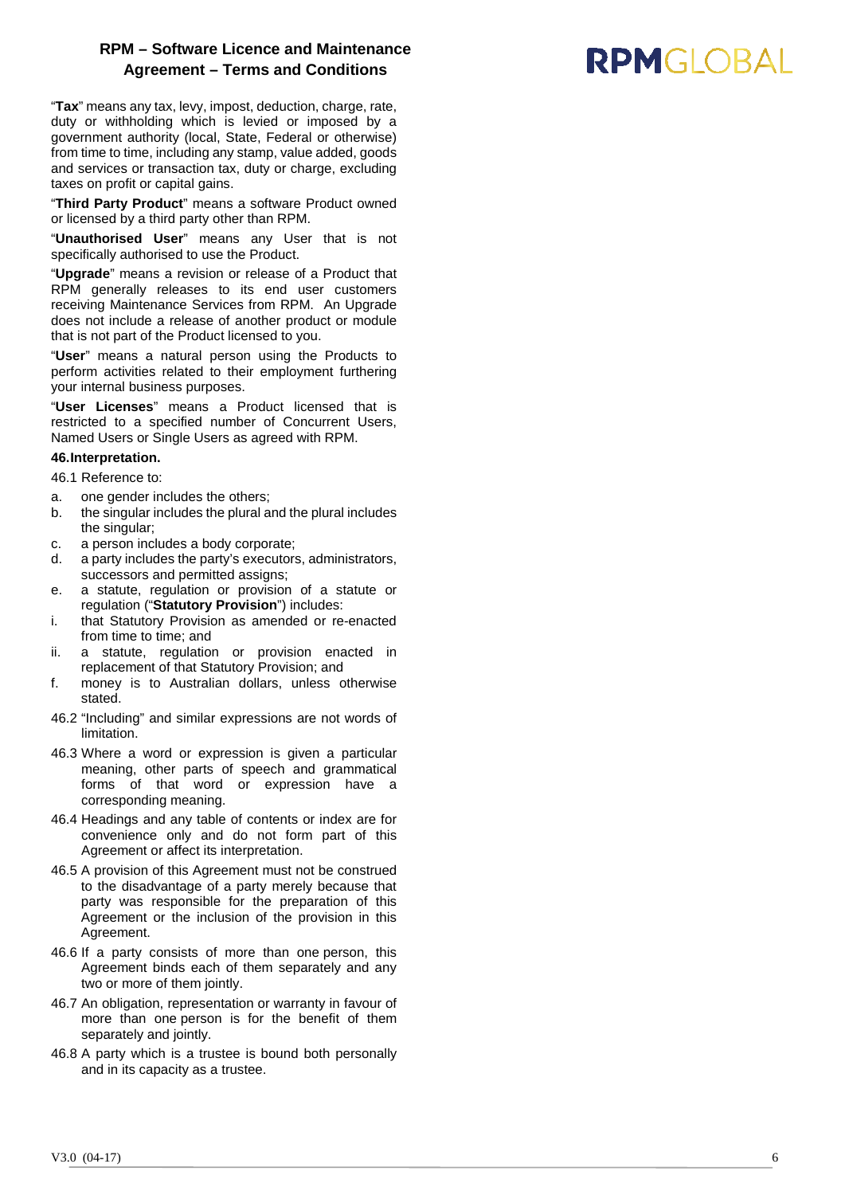"**Tax**" means any tax, levy, impost, deduction, charge, rate, duty or withholding which is levied or imposed by a government authority (local, State, Federal or otherwise) from time to time, including any stamp, value added, goods and services or transaction tax, duty or charge, excluding taxes on profit or capital gains.

"**Third Party Product**" means a software Product owned or licensed by a third party other than RPM.

"**Unauthorised User**" means any User that is not specifically authorised to use the Product.

"**Upgrade**" means a revision or release of a Product that RPM generally releases to its end user customers receiving Maintenance Services from RPM. An Upgrade does not include a release of another product or module that is not part of the Product licensed to you.

"**User**" means a natural person using the Products to perform activities related to their employment furthering your internal business purposes.

"**User Licenses**" means a Product licensed that is restricted to a specified number of Concurrent Users, Named Users or Single Users as agreed with RPM.

**46.Interpretation.**

46.1 Reference to:

a. one gender includes the others;
b. the singular includes the plural and the plural includes the singular;
c. a person includes a body corporate;
d. a party includes the party's executors, administrators, successors and permitted assigns;
e. a statute, regulation or provision of a statute or regulation ("**Statutory Provision**") includes:
i. that Statutory Provision as amended or re-enacted from time to time; and
ii. a statute, regulation or provision enacted in replacement of that Statutory Provision; and
f. money is to Australian dollars, unless otherwise stated.

46.2 "Including" and similar expressions are not words of limitation.

46.3 Where a word or expression is given a particular meaning, other parts of speech and grammatical forms of that word or expression have a corresponding meaning.

46.4 Headings and any table of contents or index are for convenience only and do not form part of this Agreement or affect its interpretation.

46.5 A provision of this Agreement must not be construed to the disadvantage of a party merely because that party was responsible for the preparation of this Agreement or the inclusion of the provision in this Agreement.

46.6 If a party consists of more than one person, this Agreement binds each of them separately and any two or more of them jointly.

46.7 An obligation, representation or warranty in favour of more than one person is for the benefit of them separately and jointly.

46.8 A party which is a trustee is bound both personally and in its capacity as a trustee.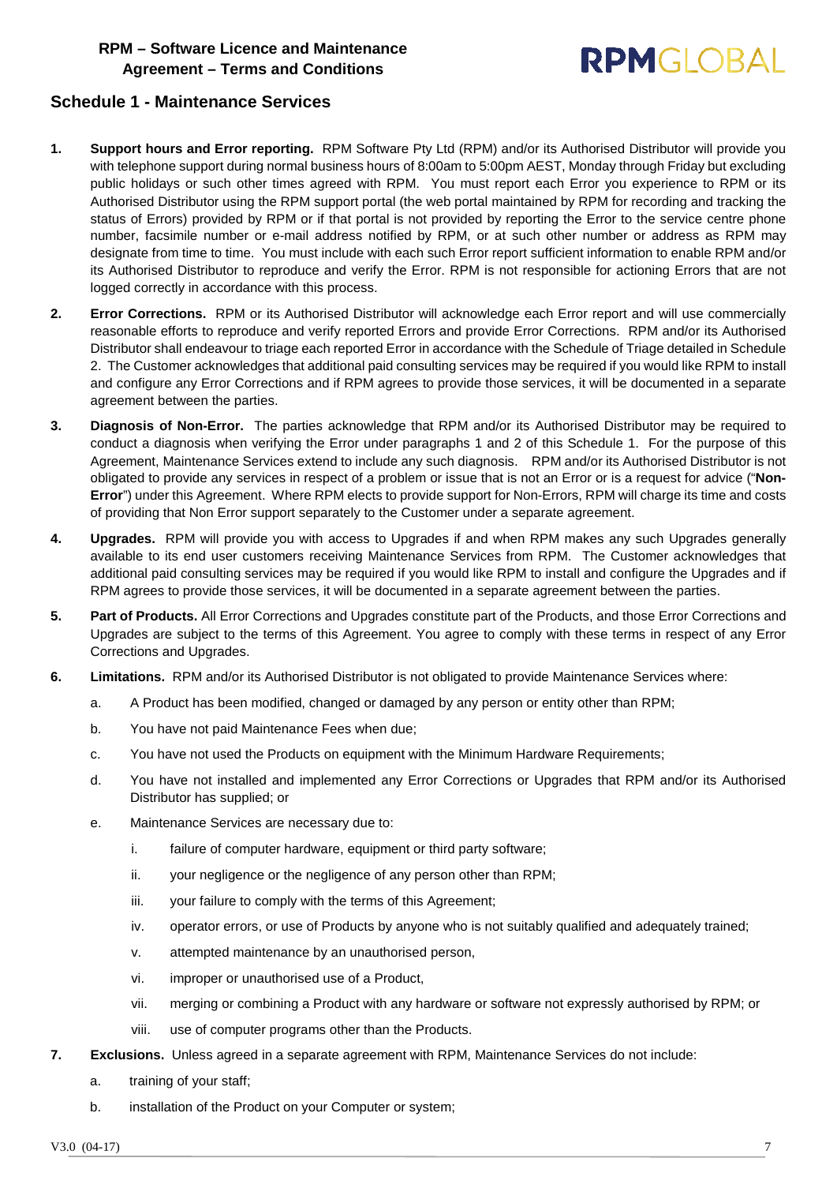## Schedule 1 - Maintenance Services

1. **Support hours and Error reporting.** RPM Software Pty Ltd (RPM) and/or its Authorised Distributor will provide you with telephone support during normal business hours of 8:00am to 5:00pm AEST, Monday through Friday but excluding public holidays or such other times agreed with RPM. You must report each Error you experience to RPM or its Authorised Distributor using the RPM support portal (the web portal maintained by RPM for recording and tracking the status of Errors) provided by RPM or if that portal is not provided by reporting the Error to the service centre phone number, facsimile number or e-mail address notified by RPM, or at such other number or address as RPM may designate from time to time. You must include with each such Error report sufficient information to enable RPM and/or its Authorised Distributor to reproduce and verify the Error. RPM is not responsible for actioning Errors that are not logged correctly in accordance with this process.

2. **Error Corrections.** RPM or its Authorised Distributor will acknowledge each Error report and will use commercially reasonable efforts to reproduce and verify reported Errors and provide Error Corrections. RPM and/or its Authorised Distributor shall endeavour to triage each reported Error in accordance with the Schedule of Triage detailed in Schedule 2. The Customer acknowledges that additional paid consulting services may be required if you would like RPM to install and configure any Error Corrections and if RPM agrees to provide those services, it will be documented in a separate agreement between the parties.

3. **Diagnosis of Non-Error.** The parties acknowledge that RPM and/or its Authorised Distributor may be required to conduct a diagnosis when verifying the Error under paragraphs 1 and 2 of this Schedule 1. For the purpose of this Agreement, Maintenance Services extend to include any such diagnosis. RPM and/or its Authorised Distributor is not obligated to provide any services in respect of a problem or issue that is not an Error or is a request for advice ("**Non-Error**") under this Agreement. Where RPM elects to provide support for Non-Errors, RPM will charge its time and costs of providing that Non Error support separately to the Customer under a separate agreement.

4. **Upgrades.** RPM will provide you with access to Upgrades if and when RPM makes any such Upgrades generally available to its end user customers receiving Maintenance Services from RPM. The Customer acknowledges that additional paid consulting services may be required if you would like RPM to install and configure the Upgrades and if RPM agrees to provide those services, it will be documented in a separate agreement between the parties.

5. **Part of Products.** All Error Corrections and Upgrades constitute part of the Products, and those Error Corrections and Upgrades are subject to the terms of this Agreement. You agree to comply with these terms in respect of any Error Corrections and Upgrades.

6. **Limitations.** RPM and/or its Authorised Distributor is not obligated to provide Maintenance Services where:

   a. A Product has been modified, changed or damaged by any person or entity other than RPM;

   b. You have not paid Maintenance Fees when due;

   c. You have not used the Products on equipment with the Minimum Hardware Requirements;

   d. You have not installed and implemented any Error Corrections or Upgrades that RPM and/or its Authorised Distributor has supplied; or

   e. Maintenance Services are necessary due to:

      i. failure of computer hardware, equipment or third party software;

      ii. your negligence or the negligence of any person other than RPM;

      iii. your failure to comply with the terms of this Agreement;

      iv. operator errors, or use of Products by anyone who is not suitably qualified and adequately trained;

      v. attempted maintenance by an unauthorised person,

      vi. improper or unauthorised use of a Product,

      vii. merging or combining a Product with any hardware or software not expressly authorised by RPM; or

      viii. use of computer programs other than the Products.

7. **Exclusions.** Unless agreed in a separate agreement with RPM, Maintenance Services do not include:

   a. training of your staff;

   b. installation of the Product on your Computer or system;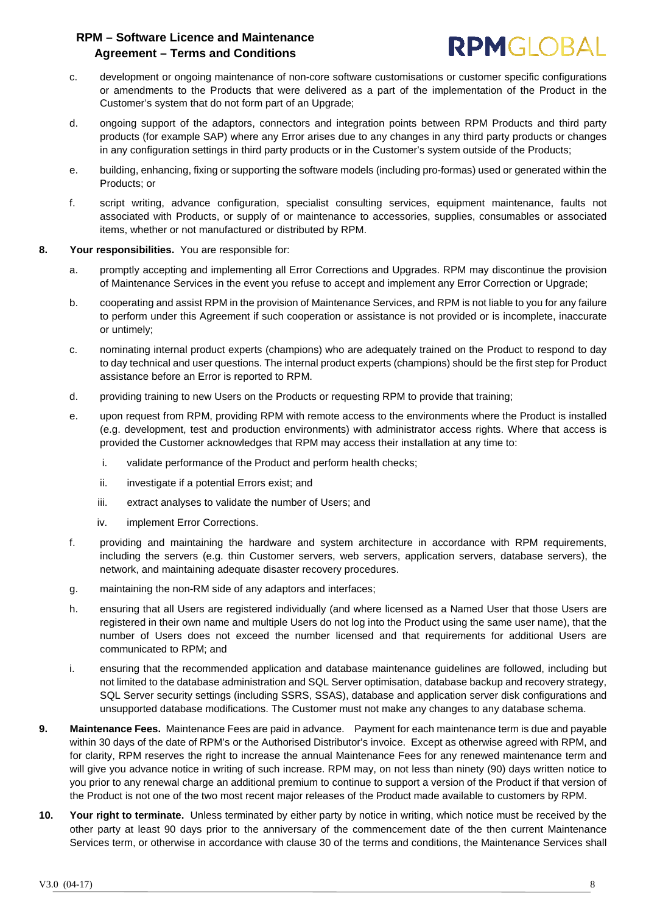c. development or ongoing maintenance of non-core software customisations or customer specific configurations or amendments to the Products that were delivered as a part of the implementation of the Product in the Customer's system that do not form part of an Upgrade;

d. ongoing support of the adaptors, connectors and integration points between RPM Products and third party products (for example SAP) where any Error arises due to any changes in any third party products or changes in any configuration settings in third party products or in the Customer's system outside of the Products;

e. building, enhancing, fixing or supporting the software models (including pro-formas) used or generated within the Products; or

f. script writing, advance configuration, specialist consulting services, equipment maintenance, faults not associated with Products, or supply of or maintenance to accessories, supplies, consumables or associated items, whether or not manufactured or distributed by RPM.

**8. Your responsibilities.** You are responsible for:

a. promptly accepting and implementing all Error Corrections and Upgrades. RPM may discontinue the provision of Maintenance Services in the event you refuse to accept and implement any Error Correction or Upgrade;

b. cooperating and assist RPM in the provision of Maintenance Services, and RPM is not liable to you for any failure to perform under this Agreement if such cooperation or assistance is not provided or is incomplete, inaccurate or untimely;

c. nominating internal product experts (champions) who are adequately trained on the Product to respond to day to day technical and user questions. The internal product experts (champions) should be the first step for Product assistance before an Error is reported to RPM.

d. providing training to new Users on the Products or requesting RPM to provide that training;

e. upon request from RPM, providing RPM with remote access to the environments where the Product is installed (e.g. development, test and production environments) with administrator access rights. Where that access is provided the Customer acknowledges that RPM may access their installation at any time to:

   i. validate performance of the Product and perform health checks;

   ii. investigate if a potential Errors exist; and

   iii. extract analyses to validate the number of Users; and

   iv. implement Error Corrections.

f. providing and maintaining the hardware and system architecture in accordance with RPM requirements, including the servers (e.g. thin Customer servers, web servers, application servers, database servers), the network, and maintaining adequate disaster recovery procedures.

g. maintaining the non-RM side of any adaptors and interfaces;

h. ensuring that all Users are registered individually (and where licensed as a Named User that those Users are registered in their own name and multiple Users do not log into the Product using the same user name), that the number of Users does not exceed the number licensed and that requirements for additional Users are communicated to RPM; and

i. ensuring that the recommended application and database maintenance guidelines are followed, including but not limited to the database administration and SQL Server optimisation, database backup and recovery strategy, SQL Server security settings (including SSRS, SSAS), database and application server disk configurations and unsupported database modifications. The Customer must not make any changes to any database schema.

**9. Maintenance Fees.** Maintenance Fees are paid in advance. Payment for each maintenance term is due and payable within 30 days of the date of RPM's or the Authorised Distributor's invoice. Except as otherwise agreed with RPM, and for clarity, RPM reserves the right to increase the annual Maintenance Fees for any renewed maintenance term and will give you advance notice in writing of such increase. RPM may, on not less than ninety (90) days written notice to you prior to any renewal charge an additional premium to continue to support a version of the Product if that version of the Product is not one of the two most recent major releases of the Product made available to customers by RPM.

**10. Your right to terminate.** Unless terminated by either party by notice in writing, which notice must be received by the other party at least 90 days prior to the anniversary of the commencement date of the then current Maintenance Services term, or otherwise in accordance with clause 30 of the terms and conditions, the Maintenance Services shall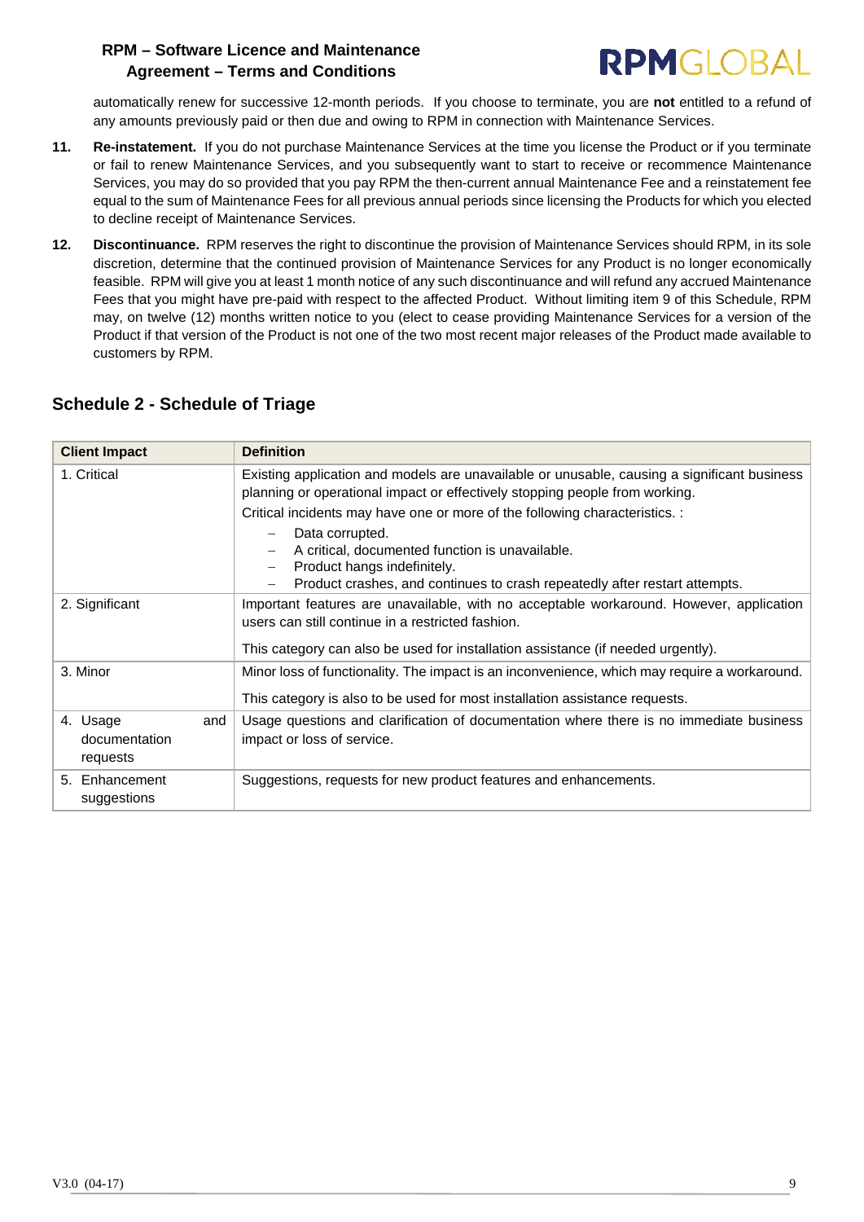automatically renew for successive 12-month periods. If you choose to terminate, you are **not** entitled to a refund of any amounts previously paid or then due and owing to RPM in connection with Maintenance Services.

11. **Re-instatement.** If you do not purchase Maintenance Services at the time you license the Product or if you terminate or fail to renew Maintenance Services, and you subsequently want to start to receive or recommence Maintenance Services, you may do so provided that you pay RPM the then-current annual Maintenance Fee and a reinstatement fee equal to the sum of Maintenance Fees for all previous annual periods since licensing the Products for which you elected to decline receipt of Maintenance Services.

12. **Discontinuance.** RPM reserves the right to discontinue the provision of Maintenance Services should RPM, in its sole discretion, determine that the continued provision of Maintenance Services for any Product is no longer economically feasible. RPM will give you at least 1 month notice of any such discontinuance and will refund any accrued Maintenance Fees that you might have pre-paid with respect to the affected Product. Without limiting item 9 of this Schedule, RPM may, on twelve (12) months written notice to you (elect to cease providing Maintenance Services for a version of the Product if that version of the Product is not one of the two most recent major releases of the Product made available to customers by RPM.

## Schedule 2 - Schedule of Triage

| Client Impact | Definition |
|---|---|
| 1. Critical | Existing application and models are unavailable or unusable, causing a significant business planning or operational impact or effectively stopping people from working.<br>Critical incidents may have one or more of the following characteristics. :<br>– Data corrupted.<br>– A critical, documented function is unavailable.<br>– Product hangs indefinitely.<br>– Product crashes, and continues to crash repeatedly after restart attempts. |
| 2. Significant | Important features are unavailable, with no acceptable workaround. However, application users can still continue in a restricted fashion.<br>This category can also be used for installation assistance (if needed urgently). |
| 3. Minor | Minor loss of functionality. The impact is an inconvenience, which may require a workaround.<br>This category is also to be used for most installation assistance requests. |
| 4. Usage and documentation requests | Usage questions and clarification of documentation where there is no immediate business impact or loss of service. |
| 5. Enhancement suggestions | Suggestions, requests for new product features and enhancements. |